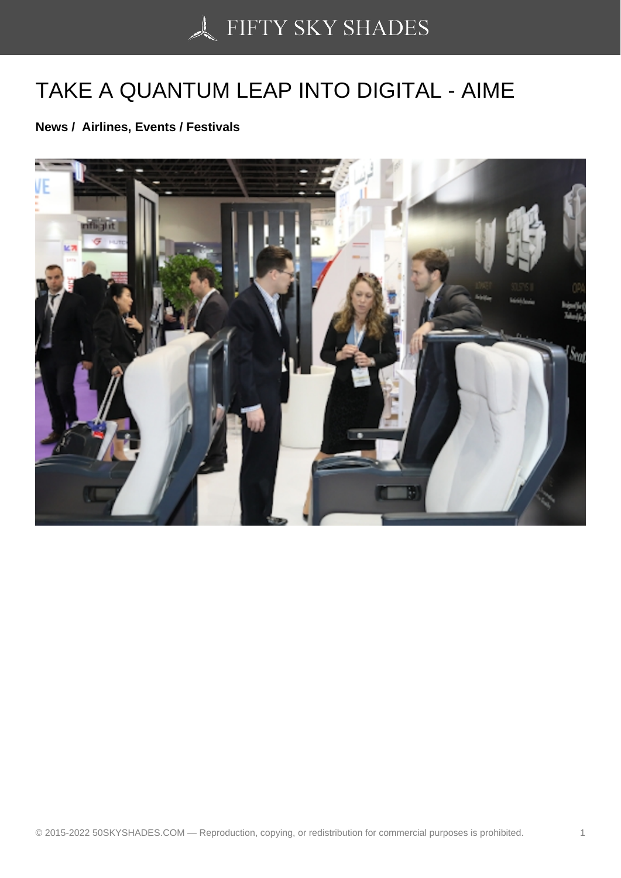# TAKE A QUANTUM LEAP INTO DIGITAL - AIME

**News / Airlines, Events / Festivals**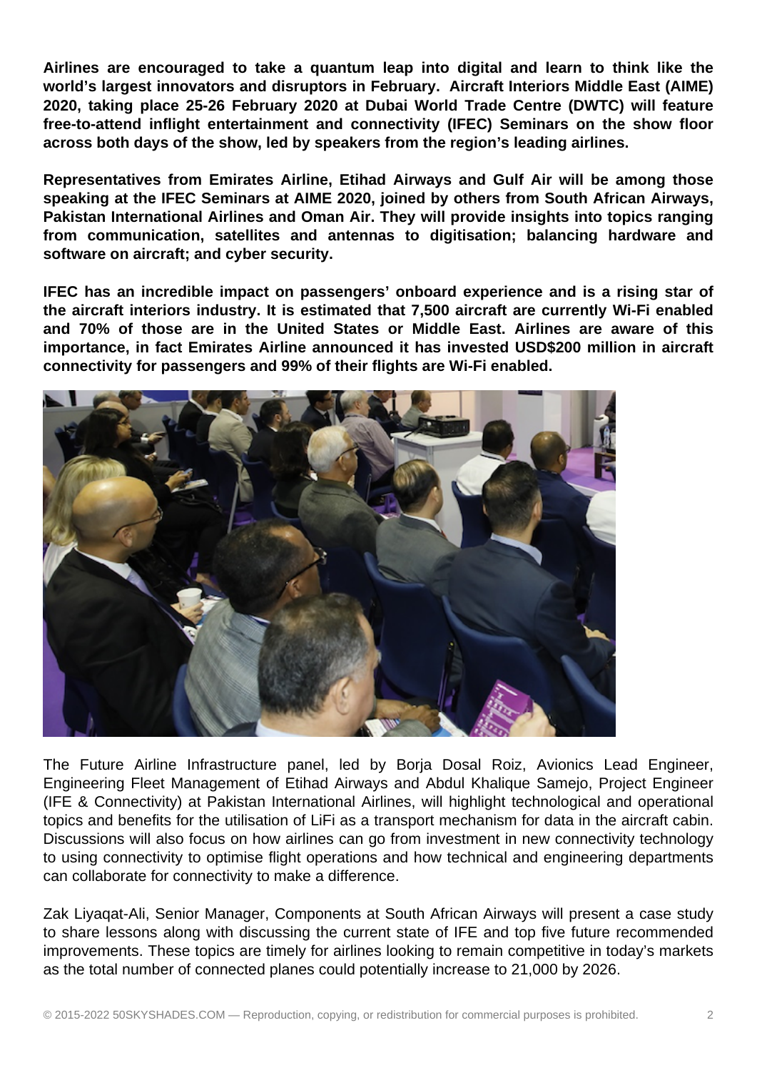**Airlines are encouraged to take a quantum leap into digital and learn to think like the world's largest innovators and disruptors in February. Aircraft Interiors Middle East (AIME) 2020, taking place 25-26 February 2020 at Dubai World Trade Centre (DWTC) will feature free-to-attend inflight entertainment and connectivity (IFEC) Seminars on the show floor across both days of the show, led by speakers from the region's leading airlines.**

**Representatives from Emirates Airline, Etihad Airways and Gulf Air will be among those speaking at the IFEC Seminars at AIME 2020, joined by others from South African Airways, Pakistan International Airlines and Oman Air. They will provide insights into topics ranging from communication, satellites and antennas to digitisation; balancing hardware and software on aircraft; and cyber security.**

**IFEC has an incredible impact on passengers' onboard experience and is a rising star of the aircraft interiors industry. It is estimated that 7,500 aircraft are currently Wi-Fi enabled and 70% of those are in the United States or Middle East. Airlines are aware of this importance, in fact Emirates Airline announced it has invested USD$200 million in aircraft connectivity for passengers and 99% of their flights are Wi-Fi enabled.**

The Future Airline Infrastructure panel, led by Borja Dosal Roiz, Avionics Lead Engineer, Engineering Fleet Management of Etihad Airways and Abdul Khalique Samejo, Project Engineer (IFE & Connectivity) at Pakistan International Airlines, will highlight technological and operational topics and benefits for the utilisation of LiFi as a transport mechanism for data in the aircraft cabin. Discussions will also focus on how airlines can go from investment in new connectivity technology to using connectivity to optimise flight operations and how technical and engineering departments can collaborate for connectivity to make a difference.

Zak Liyaqat-Ali, Senior Manager, Components at South African Airways will present a case study to share lessons along with discussing the current state of IFE and top five future recommended improvements. These topics are timely for airlines looking to remain competitive in today's markets as the total number of connected planes could potentially increase to 21,000 by 2026.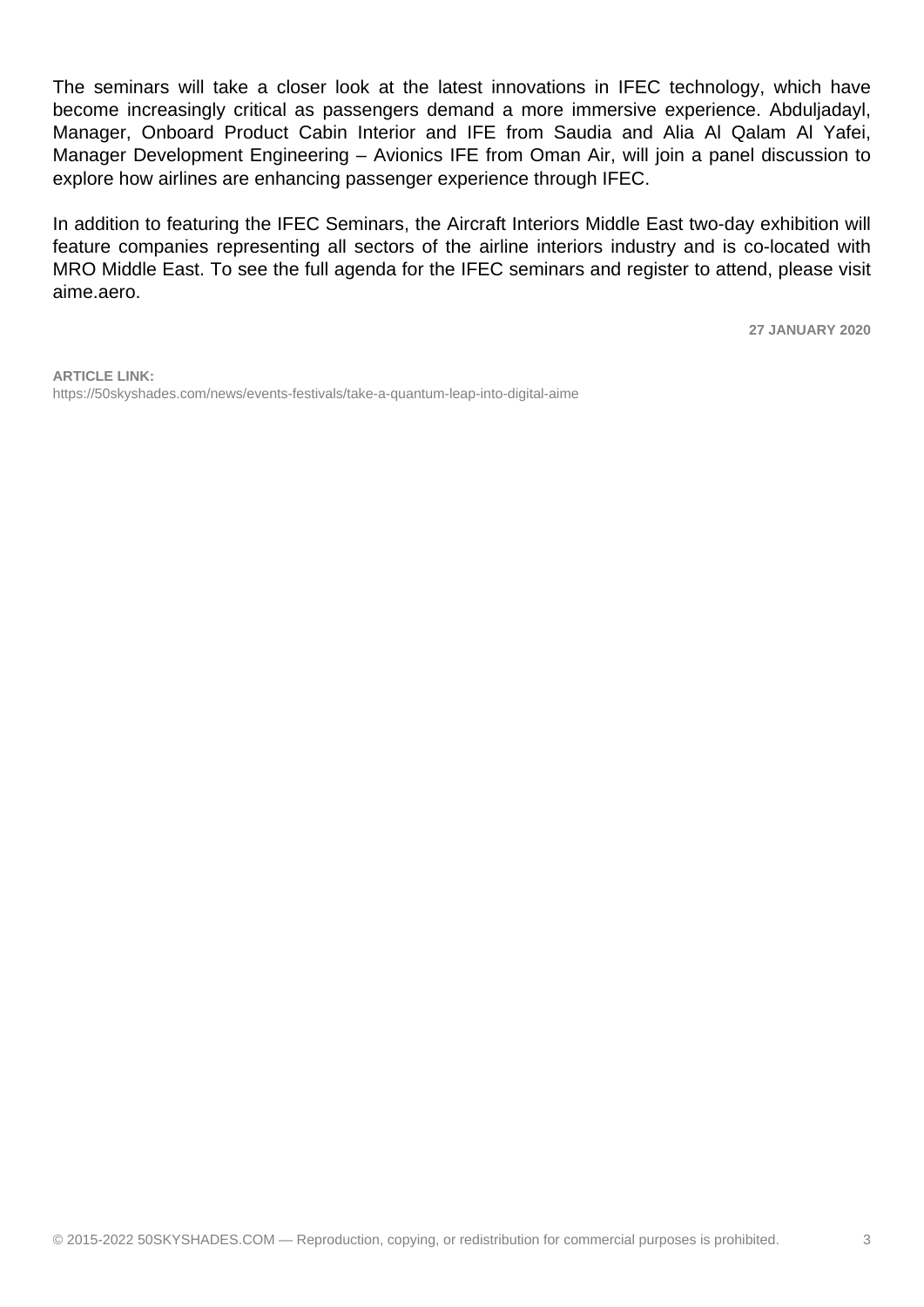The seminars will take a closer look at the latest innovations in IFEC technology, which have become increasingly critical as passengers demand a more immersive experience. Abduljadayl, Manager, Onboard Product Cabin Interior and IFE from Saudia and Alia Al Qalam Al Yafei, Manager Development Engineering – Avionics IFE from Oman Air, will join a panel discussion to explore how airlines are enhancing passenger experience through IFEC.

In addition to featuring the IFEC Seminars, the Aircraft Interiors Middle East two-day exhibition will feature companies representing all sectors of the airline interiors industry and is co-located with MRO Middle East. To see the full agenda for the IFEC seminars and register to attend, please visit aime.aero.

**27 JANUARY 2020**

**ARTICLE LINK:**
https://50skyshades.com/news/events-festivals/take-a-quantum-leap-into-digital-aime